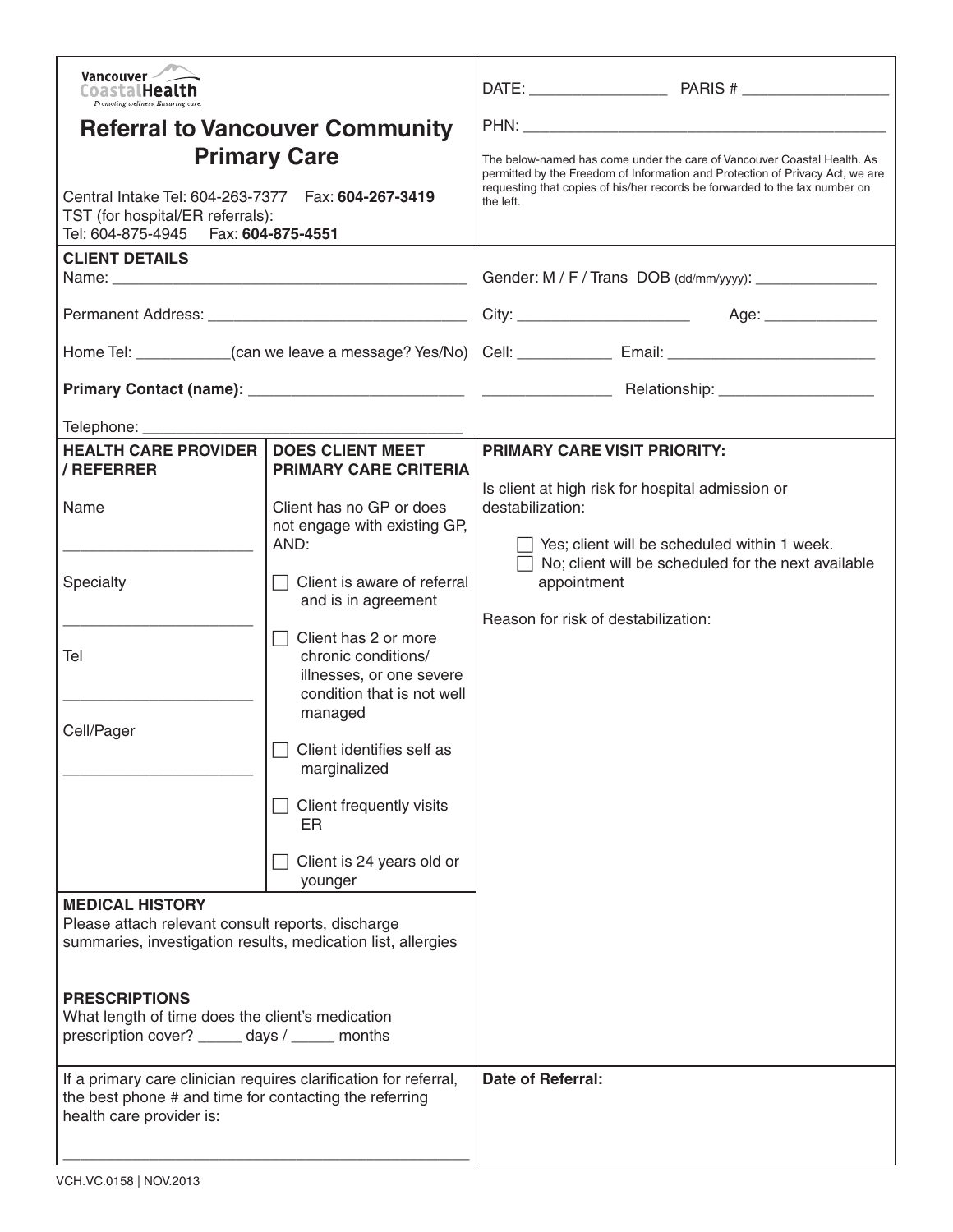Vancouver Coastal Health
*Promoting wellness. Ensuring care.*

# Referral to Vancouver Community Primary Care

Central Intake Tel: 604-263-7377 Fax: **604-267-3419**
TST (for hospital/ER referrals):
Tel: 604-875-4945 Fax: **604-875-4551**

DATE: ________________ PARIS # _________________

PHN: ___________________________________________

The below-named has come under the care of Vancouver Coastal Health. As permitted by the Freedom of Information and Protection of Privacy Act, we are requesting that copies of his/her records be forwarded to the fax number on the left.

## CLIENT DETAILS

Name: ___________________________________________ Gender: M / F / Trans DOB (dd/mm/yyyy): _______________

Permanent Address: _______________________________ City: _____________________ Age: _____________

Home Tel: ___________(can we leave a message? Yes/No) Cell: ___________ Email: ________________________

**Primary Contact (name):** ________________________ _______________ Relationship: __________________

Telephone: _____________________________________

| HEALTH CARE PROVIDER / REFERRER | DOES CLIENT MEET PRIMARY CARE CRITERIA | PRIMARY CARE VISIT PRIORITY: |
|---|---|---|
| Name<br><br>_____________________<br><br>Specialty<br><br>_____________________<br><br>Tel<br><br>_____________________<br><br>Cell/Pager<br><br>_____________________ | Client has no GP or does not engage with existing GP, AND:<br><br>☐ Client is aware of referral and is in agreement<br><br>☐ Client has 2 or more chronic conditions/ illnesses, or one severe condition that is not well managed<br><br>☐ Client identifies self as marginalized<br><br>☐ Client frequently visits ER<br><br>☐ Client is 24 years old or younger | Is client at high risk for hospital admission or destabilization:<br><br>☐ Yes; client will be scheduled within 1 week.<br>☐ No; client will be scheduled for the next available appointment<br><br>Reason for risk of destabilization: |

**MEDICAL HISTORY**
Please attach relevant consult reports, discharge summaries, investigation results, medication list, allergies

**PRESCRIPTIONS**
What length of time does the client's medication prescription cover? _____ days / _____ months

If a primary care clinician requires clarification for referral, the best phone # and time for contacting the referring health care provider is:

_________________________________________________

**Date of Referral:**

VCH.VC.0158 | NOV.2013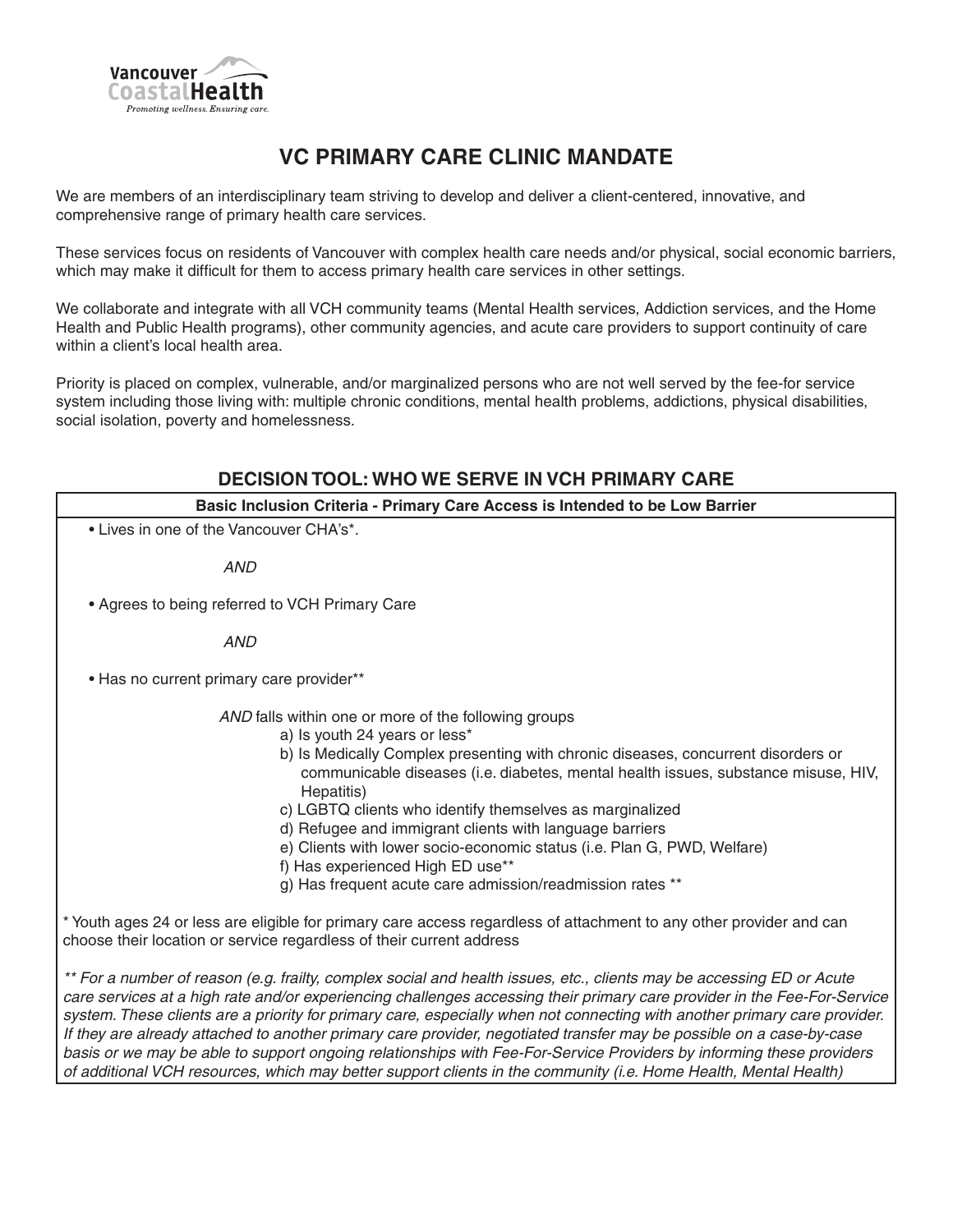Vancouver CoastalHealth
*Promoting wellness. Ensuring care.*

# VC PRIMARY CARE CLINIC MANDATE

We are members of an interdisciplinary team striving to develop and deliver a client-centered, innovative, and comprehensive range of primary health care services.

These services focus on residents of Vancouver with complex health care needs and/or physical, social economic barriers, which may make it difficult for them to access primary health care services in other settings.

We collaborate and integrate with all VCH community teams (Mental Health services, Addiction services, and the Home Health and Public Health programs), other community agencies, and acute care providers to support continuity of care within a client's local health area.

Priority is placed on complex, vulnerable, and/or marginalized persons who are not well served by the fee-for service system including those living with: multiple chronic conditions, mental health problems, addictions, physical disabilities, social isolation, poverty and homelessness.

## DECISION TOOL: WHO WE SERVE IN VCH PRIMARY CARE

**Basic Inclusion Criteria - Primary Care Access is Intended to be Low Barrier**

- Lives in one of the Vancouver CHA's*.

*AND*

- Agrees to being referred to VCH Primary Care

*AND*

- Has no current primary care provider**

*AND* falls within one or more of the following groups

a) Is youth 24 years or less*
b) Is Medically Complex presenting with chronic diseases, concurrent disorders or communicable diseases (i.e. diabetes, mental health issues, substance misuse, HIV, Hepatitis)
c) LGBTQ clients who identify themselves as marginalized
d) Refugee and immigrant clients with language barriers
e) Clients with lower socio-economic status (i.e. Plan G, PWD, Welfare)
f) Has experienced High ED use**
g) Has frequent acute care admission/readmission rates **

\* Youth ages 24 or less are eligible for primary care access regardless of attachment to any other provider and can choose their location or service regardless of their current address

*\*\* For a number of reason (e.g. frailty, complex social and health issues, etc., clients may be accessing ED or Acute care services at a high rate and/or experiencing challenges accessing their primary care provider in the Fee-For-Service system. These clients are a priority for primary care, especially when not connecting with another primary care provider. If they are already attached to another primary care provider, negotiated transfer may be possible on a case-by-case basis or we may be able to support ongoing relationships with Fee-For-Service Providers by informing these providers of additional VCH resources, which may better support clients in the community (i.e. Home Health, Mental Health)*